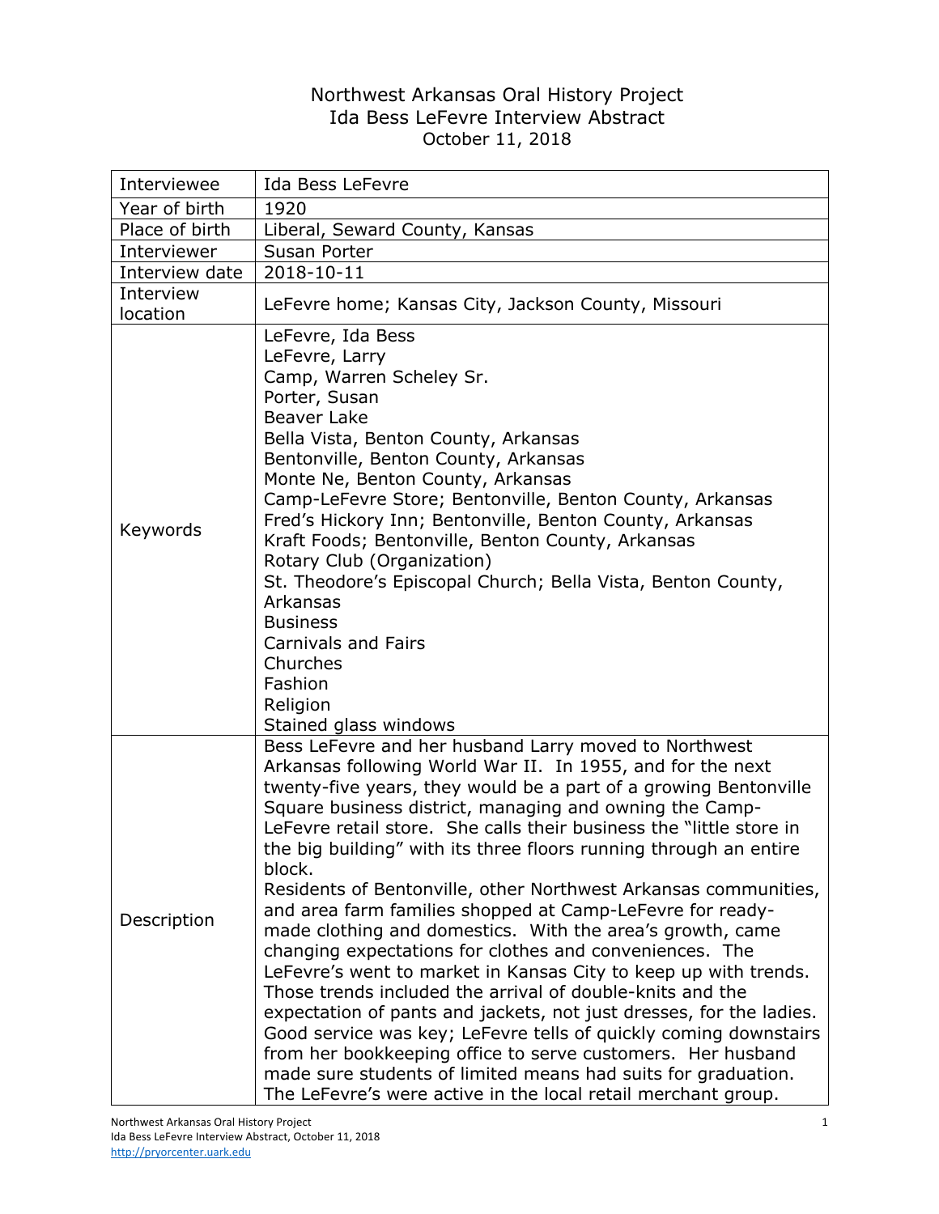# Northwest Arkansas Oral History Project
## Ida Bess LeFevre Interview Abstract
### October 11, 2018

| | |
|---|---|
| Interviewee | Ida Bess LeFevre |
| Year of birth | 1920 |
| Place of birth | Liberal, Seward County, Kansas |
| Interviewer | Susan Porter |
| Interview date | 2018-10-11 |
| Interview location | LeFevre home; Kansas City, Jackson County, Missouri |
| Keywords | LeFevre, Ida Bess<br>LeFevre, Larry<br>Camp, Warren Scheley Sr.<br>Porter, Susan<br>Beaver Lake<br>Bella Vista, Benton County, Arkansas<br>Bentonville, Benton County, Arkansas<br>Monte Ne, Benton County, Arkansas<br>Camp-LeFevre Store; Bentonville, Benton County, Arkansas<br>Fred's Hickory Inn; Bentonville, Benton County, Arkansas<br>Kraft Foods; Bentonville, Benton County, Arkansas<br>Rotary Club (Organization)<br>St. Theodore's Episcopal Church; Bella Vista, Benton County, Arkansas<br>Business<br>Carnivals and Fairs<br>Churches<br>Fashion<br>Religion<br>Stained glass windows |
| Description | Bess LeFevre and her husband Larry moved to Northwest Arkansas following World War II. In 1955, and for the next twenty-five years, they would be a part of a growing Bentonville Square business district, managing and owning the Camp-LeFevre retail store. She calls their business the "little store in the big building" with its three floors running through an entire block.<br>Residents of Bentonville, other Northwest Arkansas communities, and area farm families shopped at Camp-LeFevre for ready-made clothing and domestics. With the area's growth, came changing expectations for clothes and conveniences. The LeFevre's went to market in Kansas City to keep up with trends. Those trends included the arrival of double-knits and the expectation of pants and jackets, not just dresses, for the ladies. Good service was key; LeFevre tells of quickly coming downstairs from her bookkeeping office to serve customers. Her husband made sure students of limited means had suits for graduation. The LeFevre's were active in the local retail merchant group. |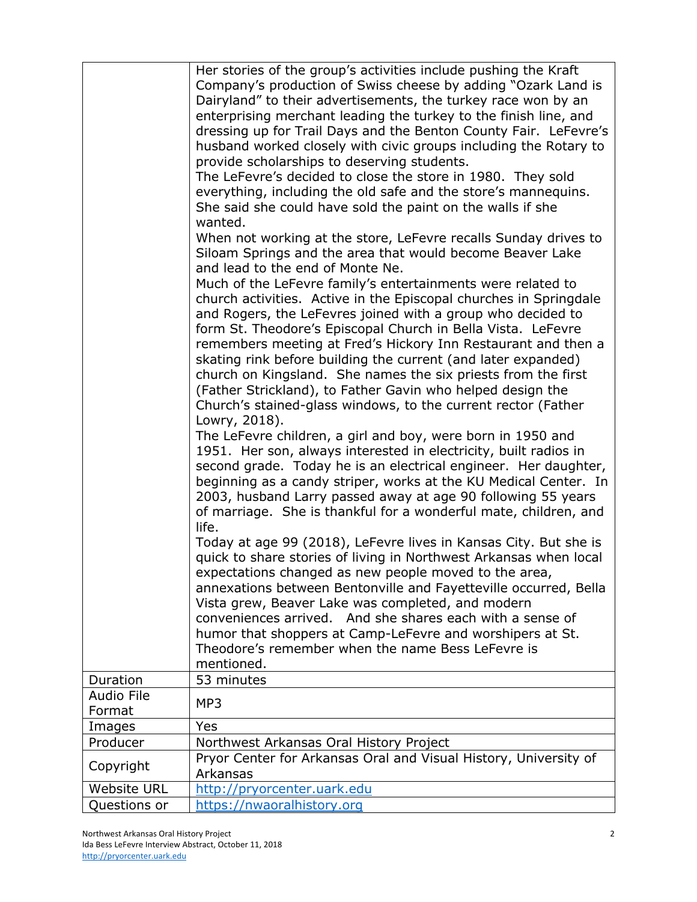| | |
|---|---|
| | Her stories of the group's activities include pushing the Kraft Company's production of Swiss cheese by adding "Ozark Land is Dairyland" to their advertisements, the turkey race won by an enterprising merchant leading the turkey to the finish line, and dressing up for Trail Days and the Benton County Fair. LeFevre's husband worked closely with civic groups including the Rotary to provide scholarships to deserving students.<br>The LeFevre's decided to close the store in 1980. They sold everything, including the old safe and the store's mannequins. She said she could have sold the paint on the walls if she wanted.<br>When not working at the store, LeFevre recalls Sunday drives to Siloam Springs and the area that would become Beaver Lake and lead to the end of Monte Ne.<br>Much of the LeFevre family's entertainments were related to church activities. Active in the Episcopal churches in Springdale and Rogers, the LeFevres joined with a group who decided to form St. Theodore's Episcopal Church in Bella Vista. LeFevre remembers meeting at Fred's Hickory Inn Restaurant and then a skating rink before building the current (and later expanded) church on Kingsland. She names the six priests from the first (Father Strickland), to Father Gavin who helped design the Church's stained-glass windows, to the current rector (Father Lowry, 2018).<br>The LeFevre children, a girl and boy, were born in 1950 and 1951. Her son, always interested in electricity, built radios in second grade. Today he is an electrical engineer. Her daughter, beginning as a candy striper, works at the KU Medical Center. In 2003, husband Larry passed away at age 90 following 55 years of marriage. She is thankful for a wonderful mate, children, and life.<br>Today at age 99 (2018), LeFevre lives in Kansas City. But she is quick to share stories of living in Northwest Arkansas when local expectations changed as new people moved to the area, annexations between Bentonville and Fayetteville occurred, Bella Vista grew, Beaver Lake was completed, and modern conveniences arrived. And she shares each with a sense of humor that shoppers at Camp-LeFevre and worshipers at St. Theodore's remember when the name Bess LeFevre is mentioned. |
| Duration | 53 minutes |
| Audio File Format | MP3 |
| Images | Yes |
| Producer | Northwest Arkansas Oral History Project |
| Copyright | Pryor Center for Arkansas Oral and Visual History, University of Arkansas |
| Website URL | http://pryorcenter.uark.edu |
| Questions or | https://nwaoralhistory.org |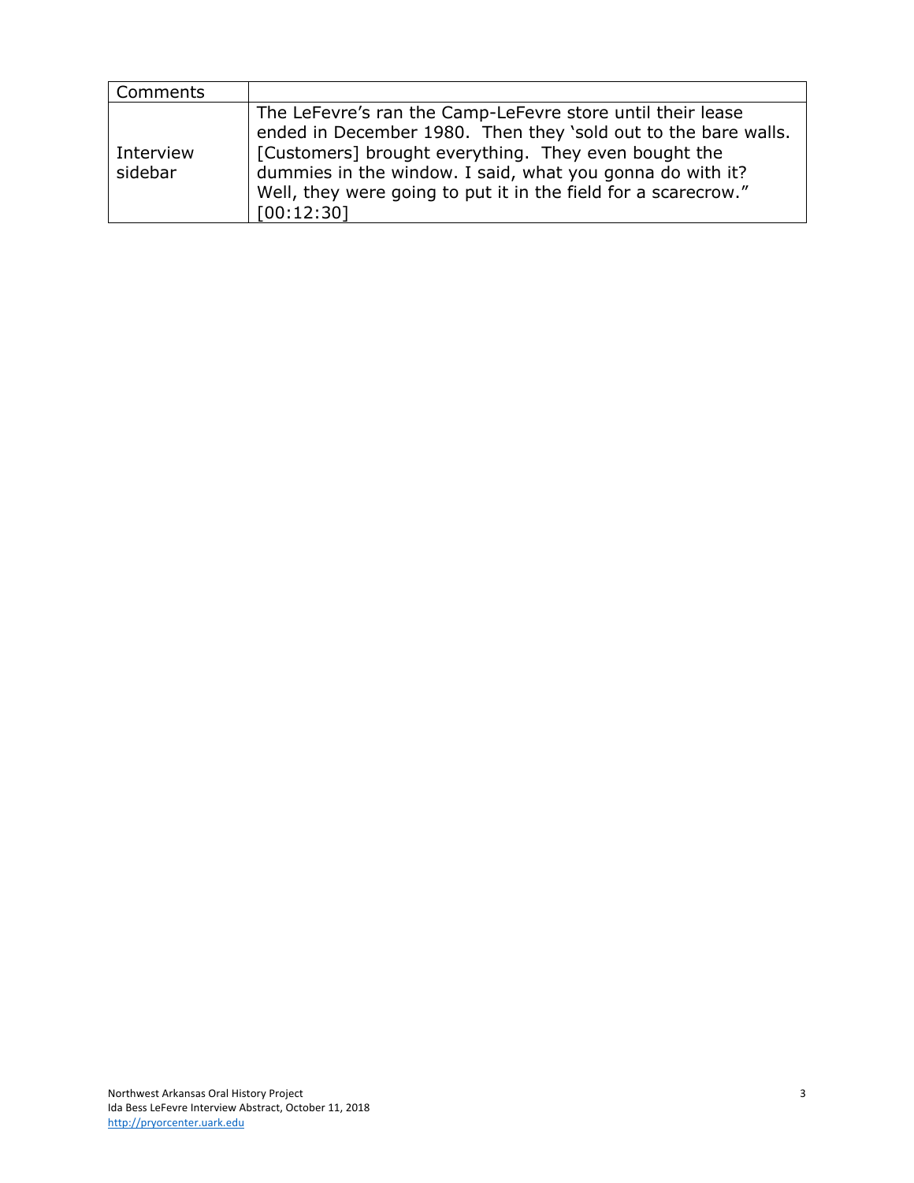| Comments | |
|---|---|
| Interview sidebar | The LeFevre's ran the Camp-LeFevre store until their lease ended in December 1980. Then they 'sold out to the bare walls. [Customers] brought everything. They even bought the dummies in the window. I said, what you gonna do with it? Well, they were going to put it in the field for a scarecrow." [00:12:30] |